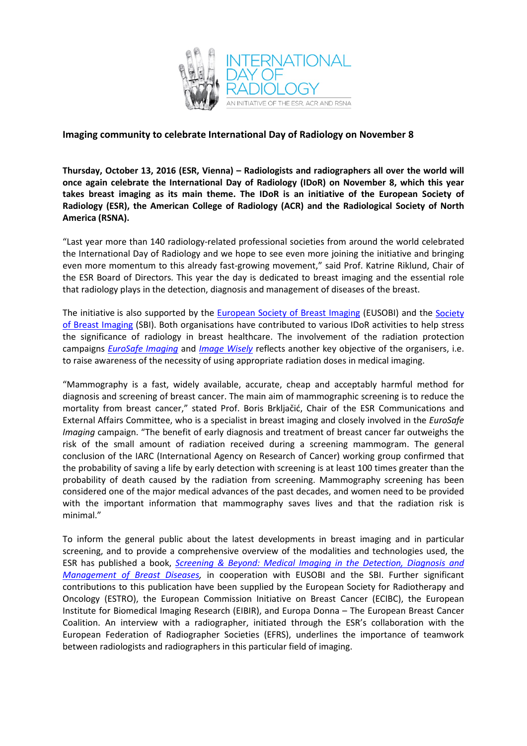INTERNATIONAL DAY OF RADIOLOGY

AN INITIATIVE OF THE ESR, ACR AND RSNA

## Imaging community to celebrate International Day of Radiology on November 8

**Thursday, October 13, 2016 (ESR, Vienna) – Radiologists and radiographers all over the world will once again celebrate the International Day of Radiology (IDoR) on November 8, which this year takes breast imaging as its main theme. The IDoR is an initiative of the European Society of Radiology (ESR), the American College of Radiology (ACR) and the Radiological Society of North America (RSNA).**

"Last year more than 140 radiology-related professional societies from around the world celebrated the International Day of Radiology and we hope to see even more joining the initiative and bringing even more momentum to this already fast-growing movement," said Prof. Katrine Riklund, Chair of the ESR Board of Directors. This year the day is dedicated to breast imaging and the essential role that radiology plays in the detection, diagnosis and management of diseases of the breast.

The initiative is also supported by the European Society of Breast Imaging (EUSOBI) and the Society of Breast Imaging (SBI). Both organisations have contributed to various IDoR activities to help stress the significance of radiology in breast healthcare. The involvement of the radiation protection campaigns *EuroSafe Imaging* and *Image Wisely* reflects another key objective of the organisers, i.e. to raise awareness of the necessity of using appropriate radiation doses in medical imaging.

"Mammography is a fast, widely available, accurate, cheap and acceptably harmful method for diagnosis and screening of breast cancer. The main aim of mammographic screening is to reduce the mortality from breast cancer," stated Prof. Boris Brkljačić, Chair of the ESR Communications and External Affairs Committee, who is a specialist in breast imaging and closely involved in the *EuroSafe Imaging* campaign. "The benefit of early diagnosis and treatment of breast cancer far outweighs the risk of the small amount of radiation received during a screening mammogram. The general conclusion of the IARC (International Agency on Research of Cancer) working group confirmed that the probability of saving a life by early detection with screening is at least 100 times greater than the probability of death caused by the radiation from screening. Mammography screening has been considered one of the major medical advances of the past decades, and women need to be provided with the important information that mammography saves lives and that the radiation risk is minimal."

To inform the general public about the latest developments in breast imaging and in particular screening, and to provide a comprehensive overview of the modalities and technologies used, the ESR has published a book, *Screening & Beyond: Medical Imaging in the Detection, Diagnosis and Management of Breast Diseases*, in cooperation with EUSOBI and the SBI. Further significant contributions to this publication have been supplied by the European Society for Radiotherapy and Oncology (ESTRO), the European Commission Initiative on Breast Cancer (ECIBC), the European Institute for Biomedical Imaging Research (EIBIR), and Europa Donna – The European Breast Cancer Coalition. An interview with a radiographer, initiated through the ESR's collaboration with the European Federation of Radiographer Societies (EFRS), underlines the importance of teamwork between radiologists and radiographers in this particular field of imaging.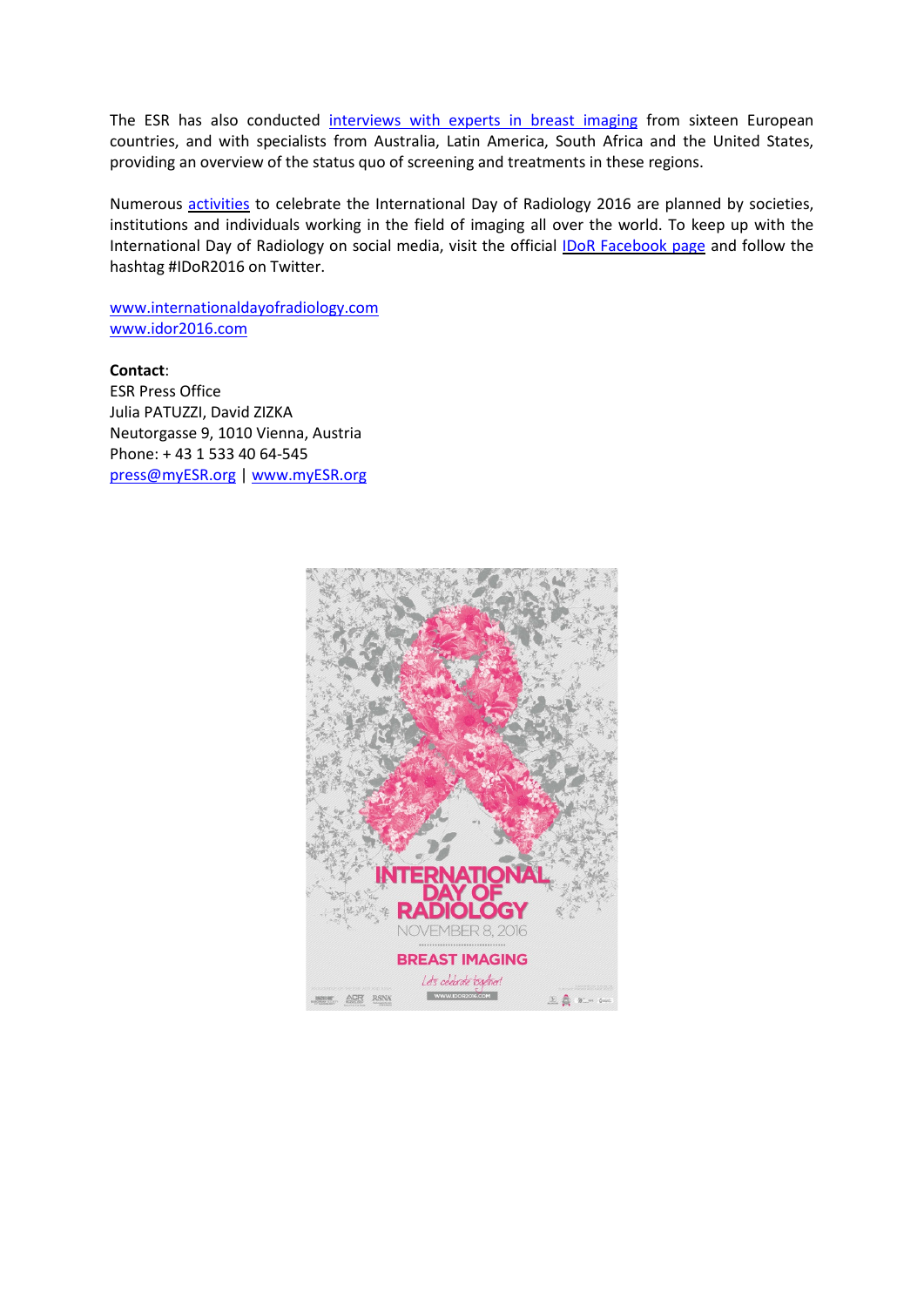The ESR has also conducted interviews with experts in breast imaging from sixteen European countries, and with specialists from Australia, Latin America, South Africa and the United States, providing an overview of the status quo of screening and treatments in these regions.

Numerous activities to celebrate the International Day of Radiology 2016 are planned by societies, institutions and individuals working in the field of imaging all over the world. To keep up with the International Day of Radiology on social media, visit the official IDoR Facebook page and follow the hashtag #IDoR2016 on Twitter.

www.internationaldayofradiology.com
www.idor2016.com

**Contact**:
ESR Press Office
Julia PATUZZI, David ZIZKA
Neutorgasse 9, 1010 Vienna, Austria
Phone: + 43 1 533 40 64-545
press@myESR.org | www.myESR.org